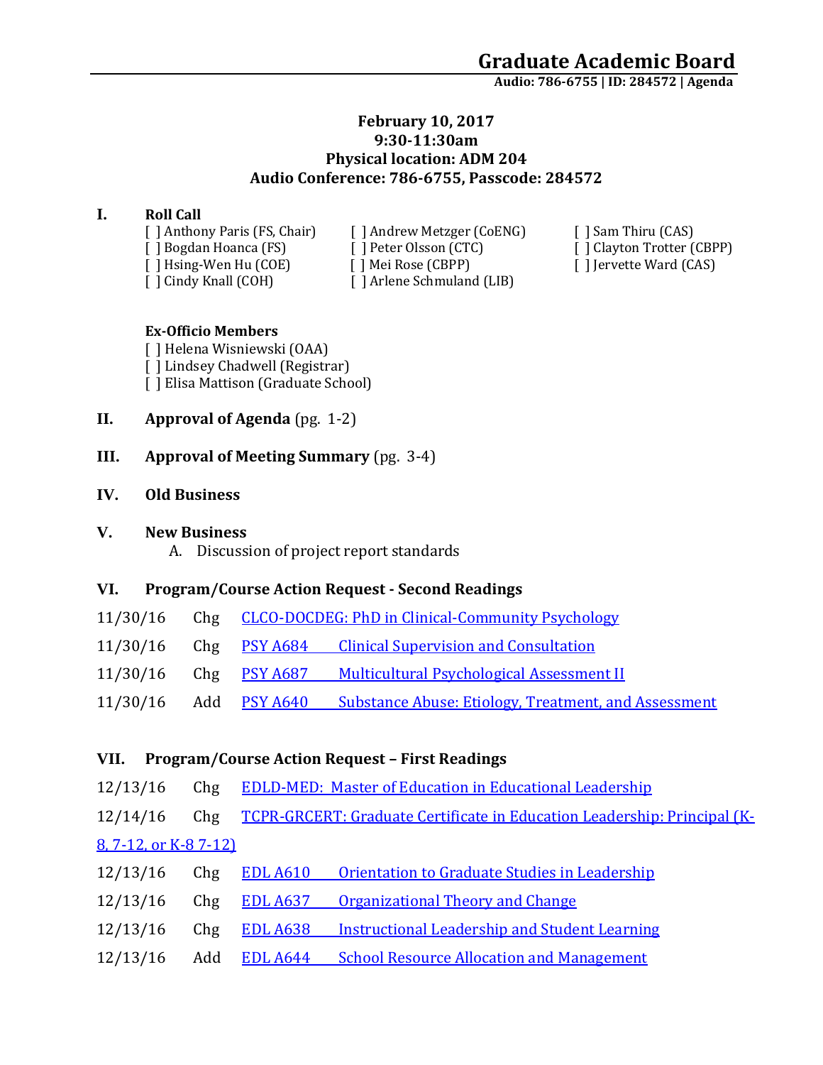# Graduate Academic Board

**Audio: 786-6755 | ID: 284572 | Agenda**

**February 10, 2017**
**9:30-11:30am**
**Physical location: ADM 204**
**Audio Conference: 786-6755, Passcode: 284572**

## I. Roll Call

[ ] Anthony Paris (FS, Chair)
[ ] Bogdan Hoanca (FS)
[ ] Hsing-Wen Hu (COE)
[ ] Cindy Knall (COH)
[ ] Andrew Metzger (CoENG)
[ ] Peter Olsson (CTC)
[ ] Mei Rose (CBPP)
[ ] Arlene Schmuland (LIB)
[ ] Sam Thiru (CAS)
[ ] Clayton Trotter (CBPP)
[ ] Jervette Ward (CAS)

**Ex-Officio Members**

[ ] Helena Wisniewski (OAA)
[ ] Lindsey Chadwell (Registrar)
[ ] Elisa Mattison (Graduate School)

## II. Approval of Agenda (pg. 1-2)

## III. Approval of Meeting Summary (pg. 3-4)

## IV. Old Business

## V. New Business

A. Discussion of project report standards

## VI. Program/Course Action Request - Second Readings

| | | | |
|---|---|---|---|
| 11/30/16 | Chg | CLCO-DOCDEG: PhD in Clinical-Community Psychology | |
| 11/30/16 | Chg | PSY A684 | Clinical Supervision and Consultation |
| 11/30/16 | Chg | PSY A687 | Multicultural Psychological Assessment II |
| 11/30/16 | Add | PSY A640 | Substance Abuse: Etiology, Treatment, and Assessment |

## VII. Program/Course Action Request – First Readings

| | | | |
|---|---|---|---|
| 12/13/16 | Chg | EDLD-MED: Master of Education in Educational Leadership | |
| 12/14/16 | Chg | TCPR-GRCERT: Graduate Certificate in Education Leadership: Principal (K-8, 7-12, or K-8 7-12) | |
| 12/13/16 | Chg | EDL A610 | Orientation to Graduate Studies in Leadership |
| 12/13/16 | Chg | EDL A637 | Organizational Theory and Change |
| 12/13/16 | Chg | EDL A638 | Instructional Leadership and Student Learning |
| 12/13/16 | Add | EDL A644 | School Resource Allocation and Management |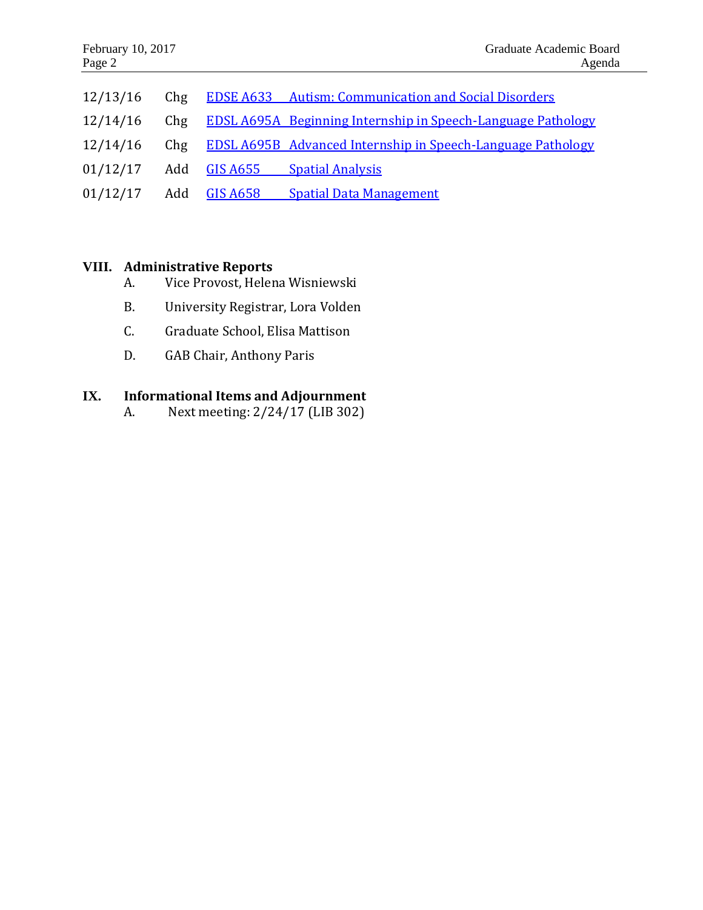| | | | |
|---|---|---|---|
| 12/13/16 | Chg | EDSE A633 | Autism: Communication and Social Disorders |
| 12/14/16 | Chg | EDSL A695A | Beginning Internship in Speech-Language Pathology |
| 12/14/16 | Chg | EDSL A695B | Advanced Internship in Speech-Language Pathology |
| 01/12/17 | Add | GIS A655 | Spatial Analysis |
| 01/12/17 | Add | GIS A658 | Spatial Data Management |

## VIII. Administrative Reports

A. Vice Provost, Helena Wisniewski

B. University Registrar, Lora Volden

C. Graduate School, Elisa Mattison

D. GAB Chair, Anthony Paris

## IX. Informational Items and Adjournment

A. Next meeting: 2/24/17 (LIB 302)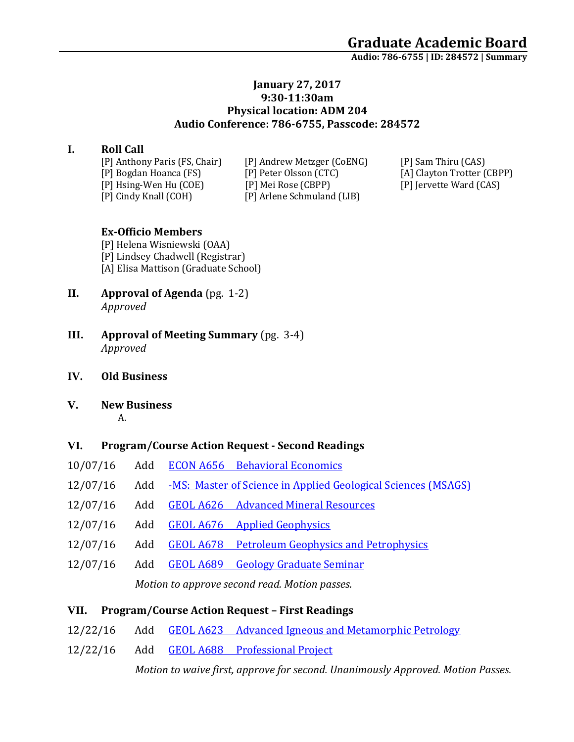# Graduate Academic Board

**Audio: 786-6755 | ID: 284572 | Summary**

**January 27, 2017**
**9:30-11:30am**
**Physical location: ADM 204**
**Audio Conference: 786-6755, Passcode: 284572**

## I. Roll Call

[P] Anthony Paris (FS, Chair)
[P] Bogdan Hoanca (FS)
[P] Hsing-Wen Hu (COE)
[P] Cindy Knall (COH)
[P] Andrew Metzger (CoENG)
[P] Peter Olsson (CTC)
[P] Mei Rose (CBPP)
[P] Arlene Schmuland (LIB)
[P] Sam Thiru (CAS)
[A] Clayton Trotter (CBPP)
[P] Jervette Ward (CAS)

**Ex-Officio Members**

[P] Helena Wisniewski (OAA)
[P] Lindsey Chadwell (Registrar)
[A] Elisa Mattison (Graduate School)

## II. Approval of Agenda (pg. 1-2)

*Approved*

## III. Approval of Meeting Summary (pg. 3-4)

*Approved*

## IV. Old Business

## V. New Business

A.

## VI. Program/Course Action Request - Second Readings

| | | |
|---|---|---|
| 10/07/16 | Add | ECON A656 Behavioral Economics |
| 12/07/16 | Add | -MS: Master of Science in Applied Geological Sciences (MSAGS) |
| 12/07/16 | Add | GEOL A626 Advanced Mineral Resources |
| 12/07/16 | Add | GEOL A676 Applied Geophysics |
| 12/07/16 | Add | GEOL A678 Petroleum Geophysics and Petrophysics |
| 12/07/16 | Add | GEOL A689 Geology Graduate Seminar |

*Motion to approve second read. Motion passes.*

## VII. Program/Course Action Request – First Readings

| | | |
|---|---|---|
| 12/22/16 | Add | GEOL A623 Advanced Igneous and Metamorphic Petrology |
| 12/22/16 | Add | GEOL A688 Professional Project |

*Motion to waive first, approve for second. Unanimously Approved. Motion Passes.*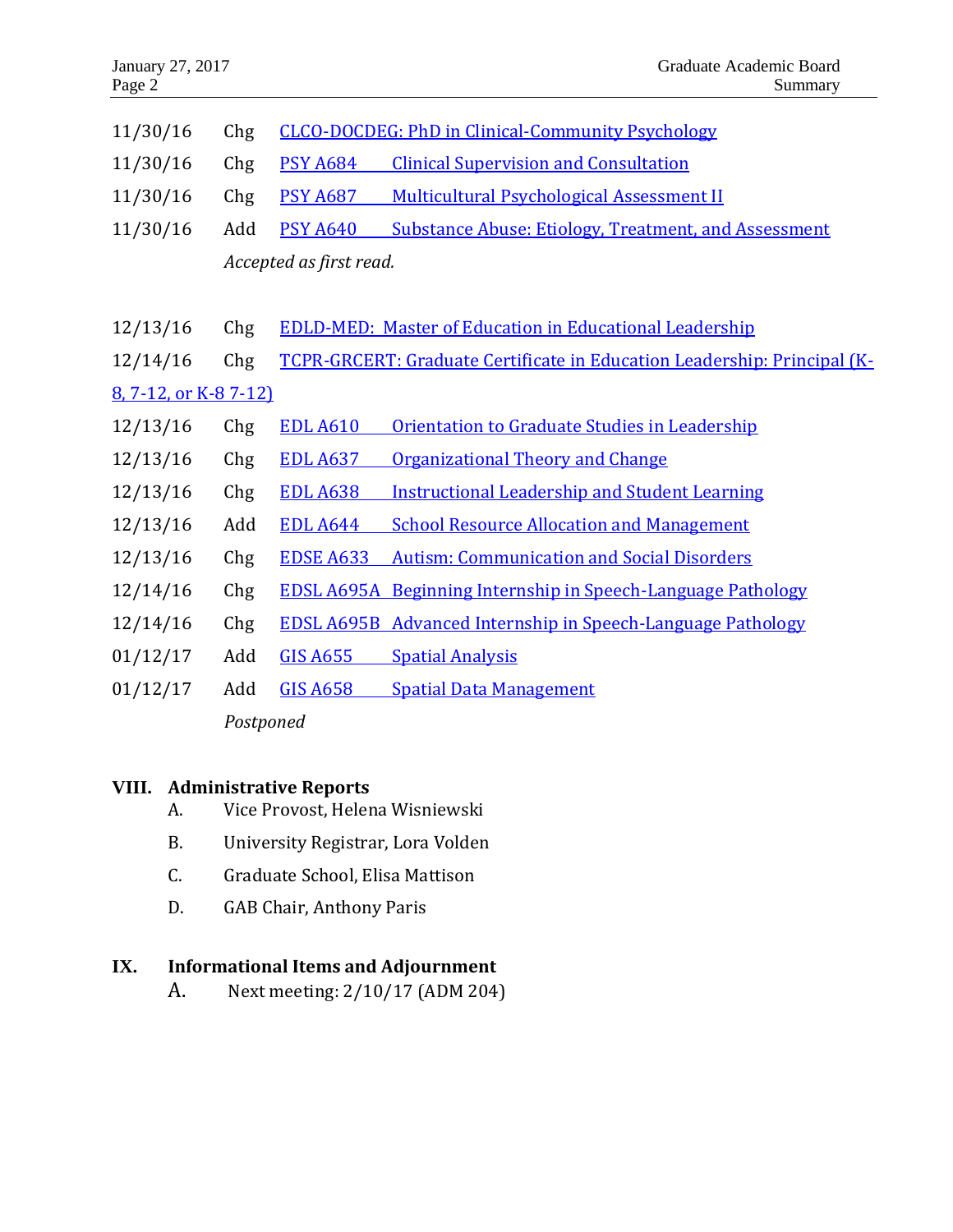11/30/16 Chg CLCO-DOCDEG: PhD in Clinical-Community Psychology

11/30/16 Chg PSY A684 Clinical Supervision and Consultation

11/30/16 Chg PSY A687 Multicultural Psychological Assessment II

11/30/16 Add PSY A640 Substance Abuse: Etiology, Treatment, and Assessment

*Accepted as first read.*

12/13/16 Chg EDLD-MED: Master of Education in Educational Leadership

12/14/16 Chg TCPR-GRCERT: Graduate Certificate in Education Leadership: Principal (K-8, 7-12, or K-8 7-12)

12/13/16 Chg EDL A610 Orientation to Graduate Studies in Leadership

12/13/16 Chg EDL A637 Organizational Theory and Change

12/13/16 Chg EDL A638 Instructional Leadership and Student Learning

12/13/16 Add EDL A644 School Resource Allocation and Management

12/13/16 Chg EDSE A633 Autism: Communication and Social Disorders

12/14/16 Chg EDSL A695A Beginning Internship in Speech-Language Pathology

12/14/16 Chg EDSL A695B Advanced Internship in Speech-Language Pathology

01/12/17 Add GIS A655 Spatial Analysis

01/12/17 Add GIS A658 Spatial Data Management

*Postponed*

## VIII. Administrative Reports

A. Vice Provost, Helena Wisniewski

B. University Registrar, Lora Volden

C. Graduate School, Elisa Mattison

D. GAB Chair, Anthony Paris

## IX. Informational Items and Adjournment

A. Next meeting: 2/10/17 (ADM 204)